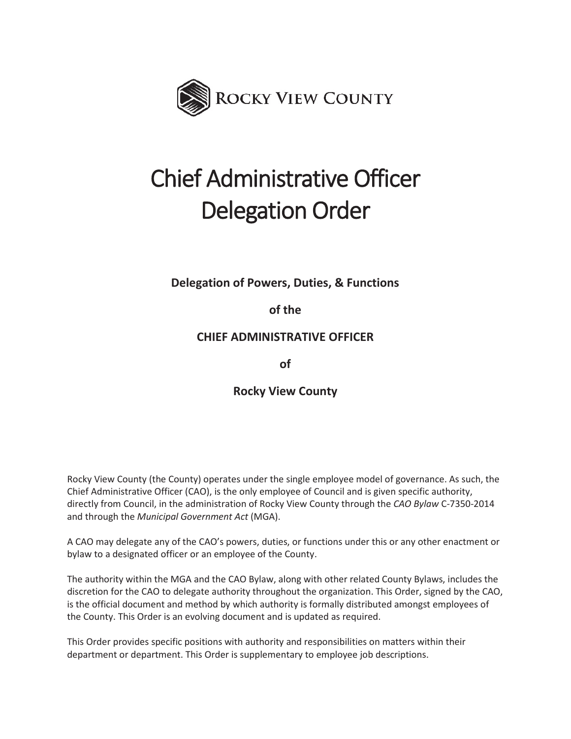ROCKY VIEW COUNTY

# Chief Administrative Officer Delegation Order

**Delegation of Powers, Duties, & Functions**

**of the**

**CHIEF ADMINISTRATIVE OFFICER**

**of**

**Rocky View County**

Rocky View County (the County) operates under the single employee model of governance. As such, the Chief Administrative Officer (CAO), is the only employee of Council and is given specific authority, directly from Council, in the administration of Rocky View County through the *CAO Bylaw* C-7350-2014 and through the *Municipal Government Act* (MGA).

A CAO may delegate any of the CAO's powers, duties, or functions under this or any other enactment or bylaw to a designated officer or an employee of the County.

The authority within the MGA and the CAO Bylaw, along with other related County Bylaws, includes the discretion for the CAO to delegate authority throughout the organization. This Order, signed by the CAO, is the official document and method by which authority is formally distributed amongst employees of the County. This Order is an evolving document and is updated as required.

This Order provides specific positions with authority and responsibilities on matters within their department or department. This Order is supplementary to employee job descriptions.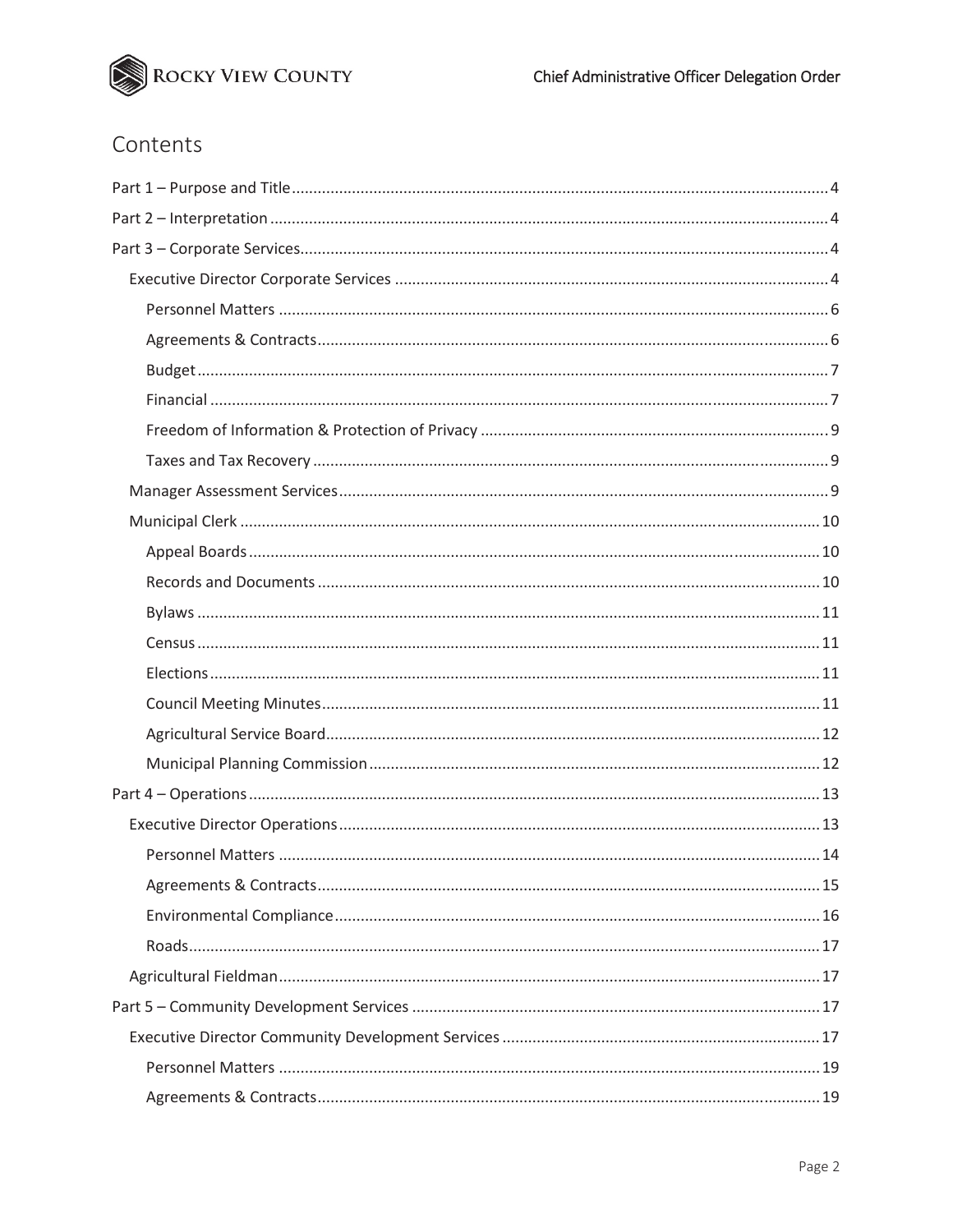# Contents

Part 1 – Purpose and Title ............ 4

Part 2 – Interpretation ............ 4

Part 3 – Corporate Services ............ 4

- Executive Director Corporate Services ............ 4
  - Personnel Matters ............ 6
  - Agreements & Contracts ............ 6
  - Budget ............ 7
  - Financial ............ 7
  - Freedom of Information & Protection of Privacy ............ 9
  - Taxes and Tax Recovery ............ 9
- Manager Assessment Services ............ 9
- Municipal Clerk ............ 10
  - Appeal Boards ............ 10
  - Records and Documents ............ 10
  - Bylaws ............ 11
  - Census ............ 11
  - Elections ............ 11
  - Council Meeting Minutes ............ 11
  - Agricultural Service Board ............ 12
  - Municipal Planning Commission ............ 12

Part 4 – Operations ............ 13

- Executive Director Operations ............ 13
  - Personnel Matters ............ 14
  - Agreements & Contracts ............ 15
  - Environmental Compliance ............ 16
  - Roads ............ 17
- Agricultural Fieldman ............ 17

Part 5 – Community Development Services ............ 17

- Executive Director Community Development Services ............ 17
  - Personnel Matters ............ 19
  - Agreements & Contracts ............ 19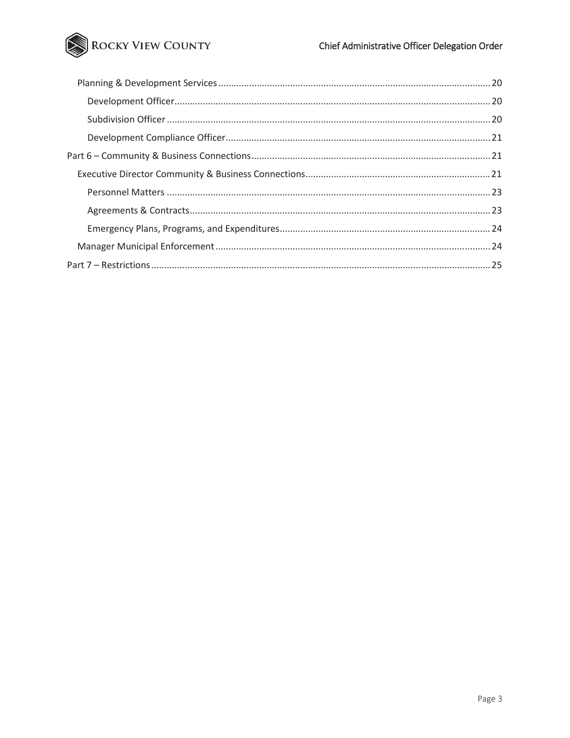- Planning & Development Services ........ 20
  - Development Officer ........ 20
  - Subdivision Officer ........ 20
  - Development Compliance Officer ........ 21
- Part 6 – Community & Business Connections ........ 21
  - Executive Director Community & Business Connections ........ 21
    - Personnel Matters ........ 23
    - Agreements & Contracts ........ 23
    - Emergency Plans, Programs, and Expenditures ........ 24
  - Manager Municipal Enforcement ........ 24
- Part 7 – Restrictions ........ 25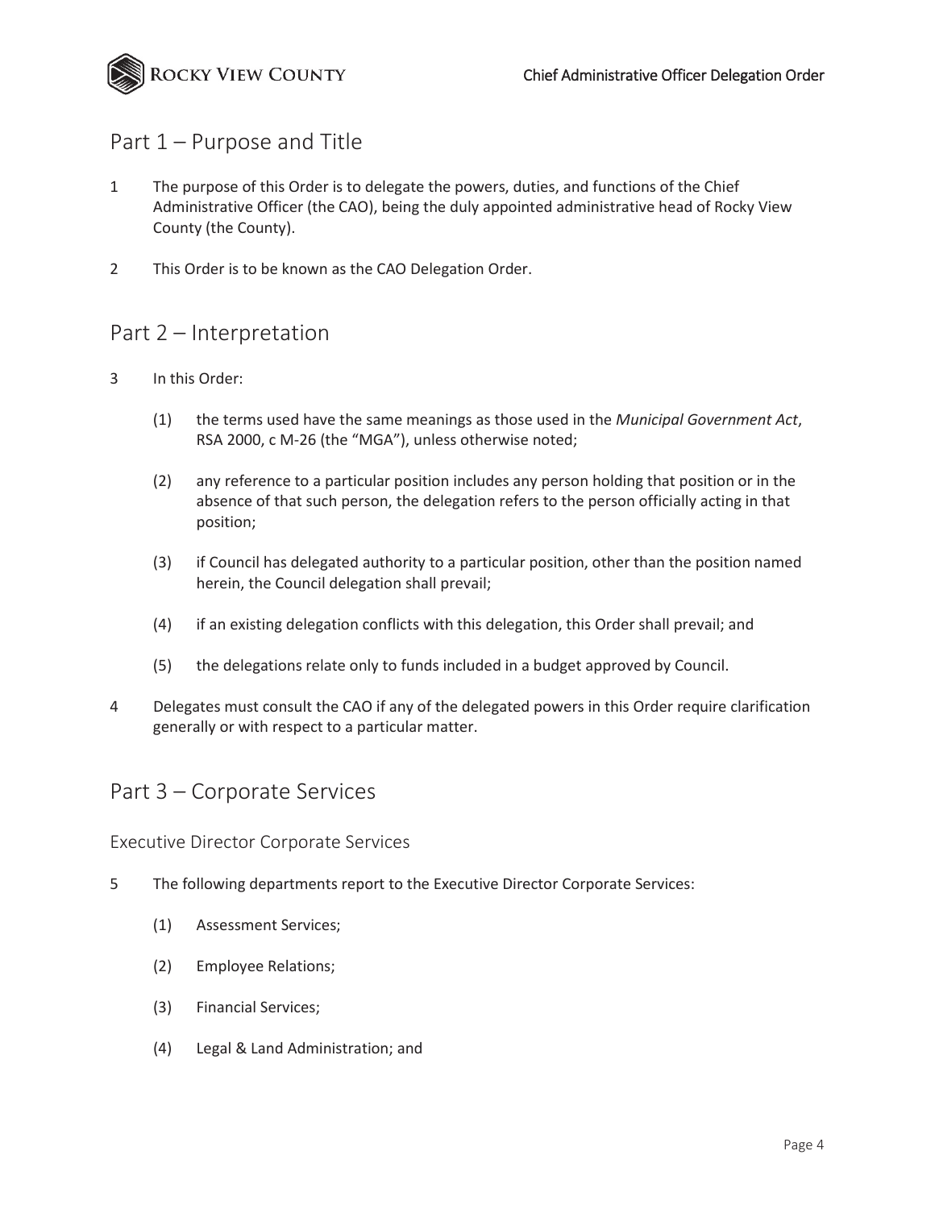## Part 1 – Purpose and Title

1 The purpose of this Order is to delegate the powers, duties, and functions of the Chief Administrative Officer (the CAO), being the duly appointed administrative head of Rocky View County (the County).

2 This Order is to be known as the CAO Delegation Order.

## Part 2 – Interpretation

3 In this Order:

(1) the terms used have the same meanings as those used in the *Municipal Government Act*, RSA 2000, c M-26 (the "MGA"), unless otherwise noted;

(2) any reference to a particular position includes any person holding that position or in the absence of that such person, the delegation refers to the person officially acting in that position;

(3) if Council has delegated authority to a particular position, other than the position named herein, the Council delegation shall prevail;

(4) if an existing delegation conflicts with this delegation, this Order shall prevail; and

(5) the delegations relate only to funds included in a budget approved by Council.

4 Delegates must consult the CAO if any of the delegated powers in this Order require clarification generally or with respect to a particular matter.

## Part 3 – Corporate Services

### Executive Director Corporate Services

5 The following departments report to the Executive Director Corporate Services:

(1) Assessment Services;

(2) Employee Relations;

(3) Financial Services;

(4) Legal & Land Administration; and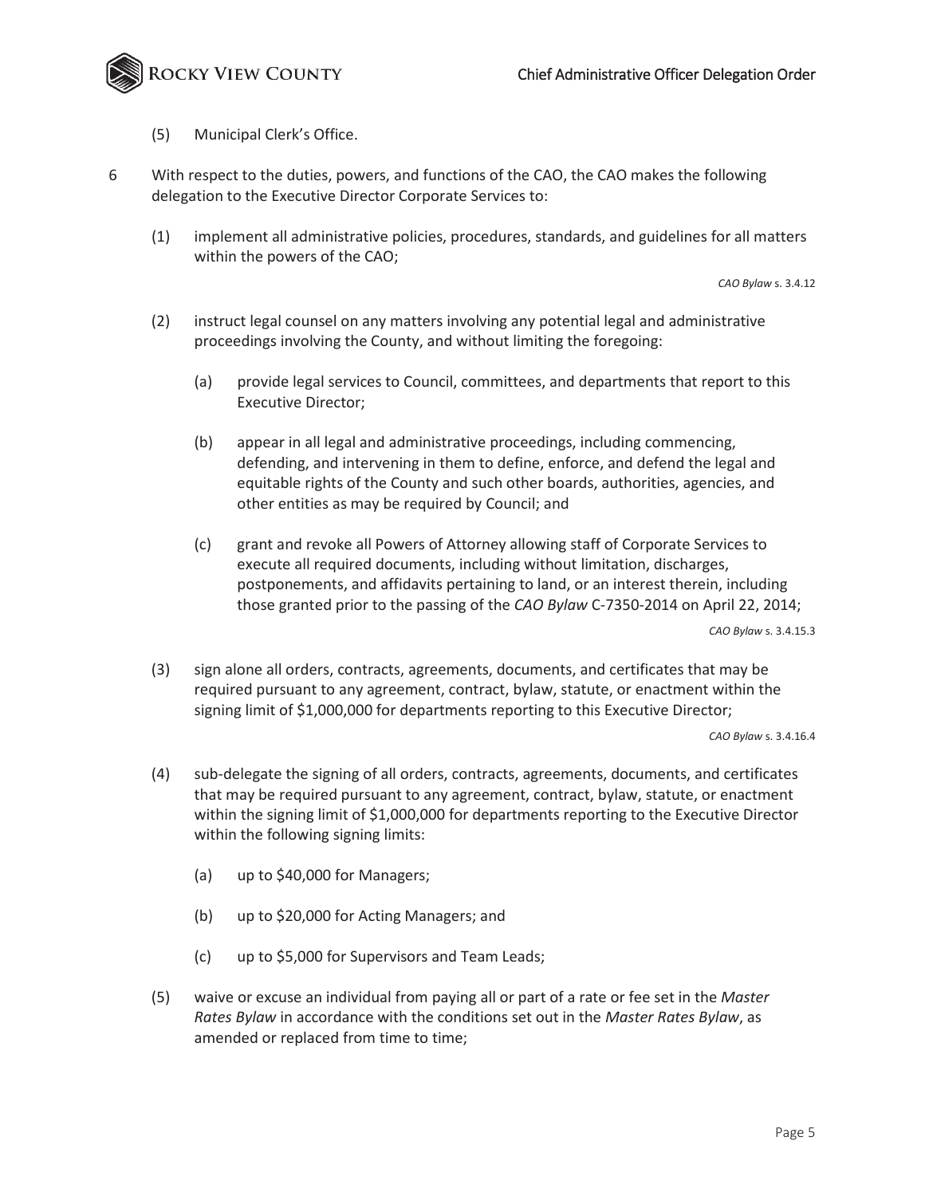(5) Municipal Clerk's Office.

6 With respect to the duties, powers, and functions of the CAO, the CAO makes the following delegation to the Executive Director Corporate Services to:

(1) implement all administrative policies, procedures, standards, and guidelines for all matters within the powers of the CAO;

*CAO Bylaw* s. 3.4.12

(2) instruct legal counsel on any matters involving any potential legal and administrative proceedings involving the County, and without limiting the foregoing:

(a) provide legal services to Council, committees, and departments that report to this Executive Director;

(b) appear in all legal and administrative proceedings, including commencing, defending, and intervening in them to define, enforce, and defend the legal and equitable rights of the County and such other boards, authorities, agencies, and other entities as may be required by Council; and

(c) grant and revoke all Powers of Attorney allowing staff of Corporate Services to execute all required documents, including without limitation, discharges, postponements, and affidavits pertaining to land, or an interest therein, including those granted prior to the passing of the *CAO Bylaw* C-7350-2014 on April 22, 2014;

*CAO Bylaw* s. 3.4.15.3

(3) sign alone all orders, contracts, agreements, documents, and certificates that may be required pursuant to any agreement, contract, bylaw, statute, or enactment within the signing limit of $1,000,000 for departments reporting to this Executive Director;

*CAO Bylaw* s. 3.4.16.4

(4) sub-delegate the signing of all orders, contracts, agreements, documents, and certificates that may be required pursuant to any agreement, contract, bylaw, statute, or enactment within the signing limit of $1,000,000 for departments reporting to the Executive Director within the following signing limits:

(a) up to $40,000 for Managers;

(b) up to $20,000 for Acting Managers; and

(c) up to $5,000 for Supervisors and Team Leads;

(5) waive or excuse an individual from paying all or part of a rate or fee set in the *Master Rates Bylaw* in accordance with the conditions set out in the *Master Rates Bylaw*, as amended or replaced from time to time;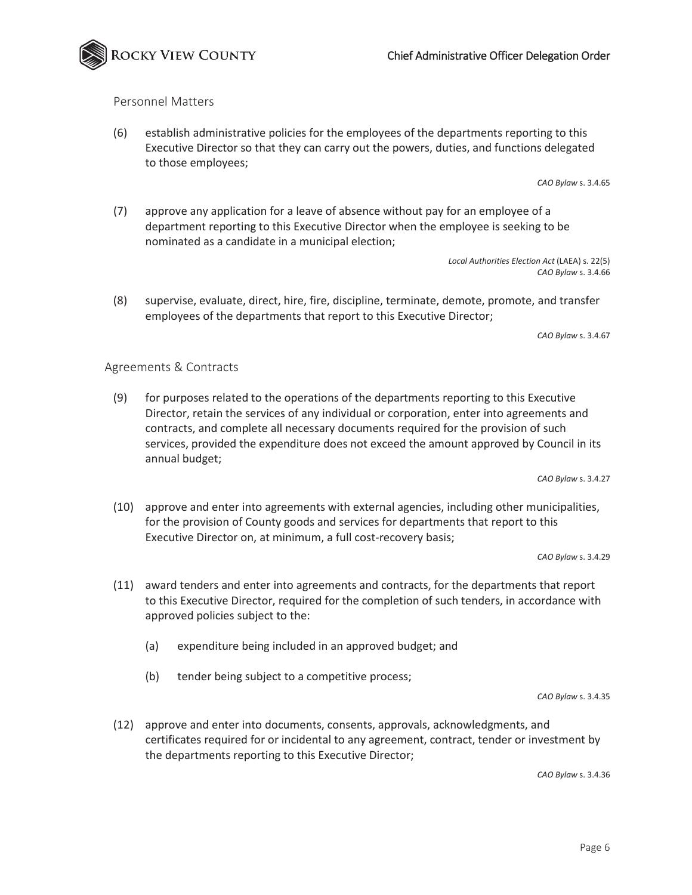## Personnel Matters

(6) establish administrative policies for the employees of the departments reporting to this Executive Director so that they can carry out the powers, duties, and functions delegated to those employees;

*CAO Bylaw* s. 3.4.65

(7) approve any application for a leave of absence without pay for an employee of a department reporting to this Executive Director when the employee is seeking to be nominated as a candidate in a municipal election;

*Local Authorities Election Act* (LAEA) s. 22(5)
*CAO Bylaw* s. 3.4.66

(8) supervise, evaluate, direct, hire, fire, discipline, terminate, demote, promote, and transfer employees of the departments that report to this Executive Director;

*CAO Bylaw* s. 3.4.67

## Agreements & Contracts

(9) for purposes related to the operations of the departments reporting to this Executive Director, retain the services of any individual or corporation, enter into agreements and contracts, and complete all necessary documents required for the provision of such services, provided the expenditure does not exceed the amount approved by Council in its annual budget;

*CAO Bylaw* s. 3.4.27

(10) approve and enter into agreements with external agencies, including other municipalities, for the provision of County goods and services for departments that report to this Executive Director on, at minimum, a full cost-recovery basis;

*CAO Bylaw* s. 3.4.29

(11) award tenders and enter into agreements and contracts, for the departments that report to this Executive Director, required for the completion of such tenders, in accordance with approved policies subject to the:

(a) expenditure being included in an approved budget; and

(b) tender being subject to a competitive process;

*CAO Bylaw* s. 3.4.35

(12) approve and enter into documents, consents, approvals, acknowledgments, and certificates required for or incidental to any agreement, contract, tender or investment by the departments reporting to this Executive Director;

*CAO Bylaw* s. 3.4.36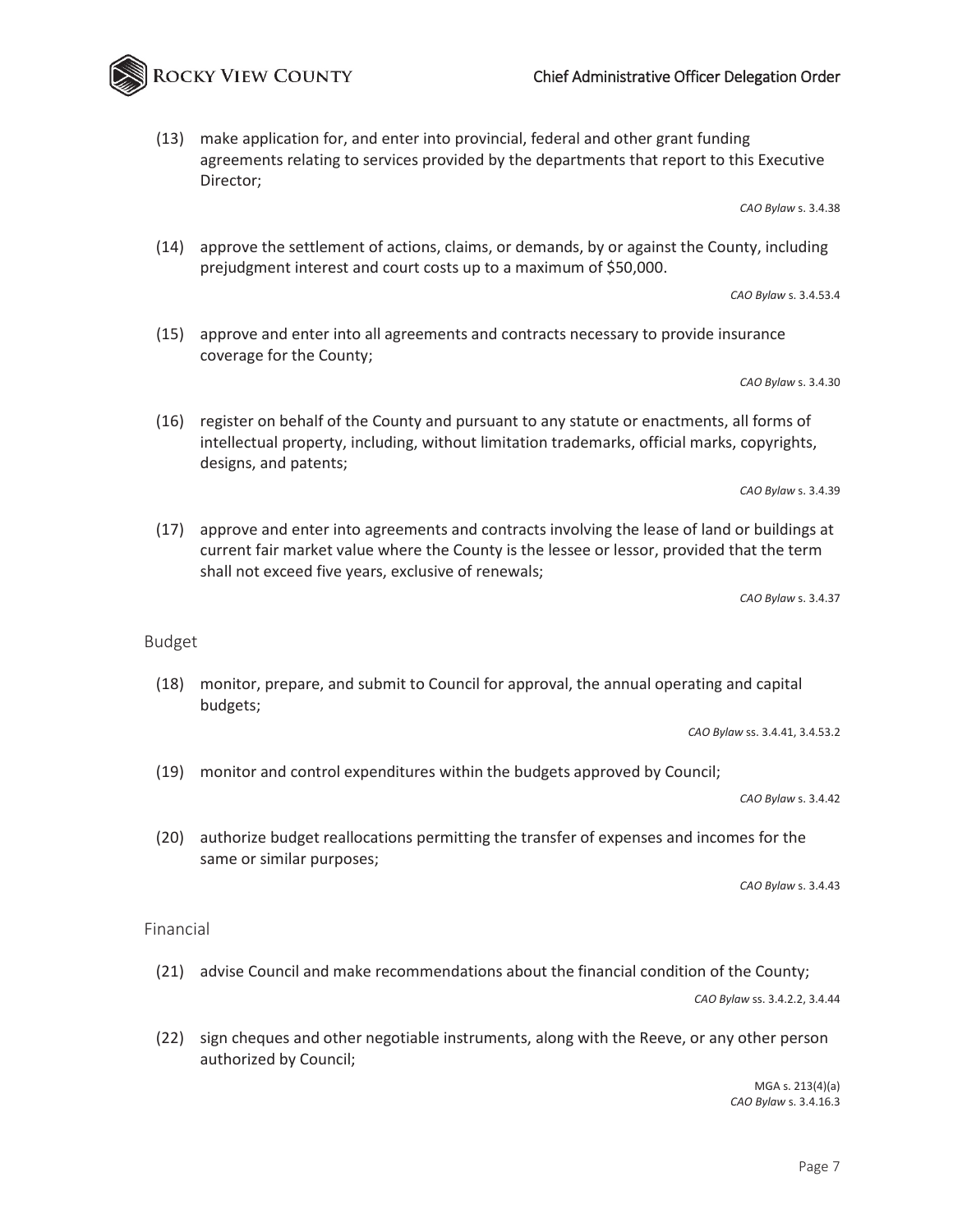(13) make application for, and enter into provincial, federal and other grant funding agreements relating to services provided by the departments that report to this Executive Director;

*CAO Bylaw* s. 3.4.38

(14) approve the settlement of actions, claims, or demands, by or against the County, including prejudgment interest and court costs up to a maximum of $50,000.

*CAO Bylaw* s. 3.4.53.4

(15) approve and enter into all agreements and contracts necessary to provide insurance coverage for the County;

*CAO Bylaw* s. 3.4.30

(16) register on behalf of the County and pursuant to any statute or enactments, all forms of intellectual property, including, without limitation trademarks, official marks, copyrights, designs, and patents;

*CAO Bylaw* s. 3.4.39

(17) approve and enter into agreements and contracts involving the lease of land or buildings at current fair market value where the County is the lessee or lessor, provided that the term shall not exceed five years, exclusive of renewals;

*CAO Bylaw* s. 3.4.37

## Budget

(18) monitor, prepare, and submit to Council for approval, the annual operating and capital budgets;

*CAO Bylaw* ss. 3.4.41, 3.4.53.2

(19) monitor and control expenditures within the budgets approved by Council;

*CAO Bylaw* s. 3.4.42

(20) authorize budget reallocations permitting the transfer of expenses and incomes for the same or similar purposes;

*CAO Bylaw* s. 3.4.43

## Financial

(21) advise Council and make recommendations about the financial condition of the County;

*CAO Bylaw* ss. 3.4.2.2, 3.4.44

(22) sign cheques and other negotiable instruments, along with the Reeve, or any other person authorized by Council;

MGA s. 213(4)(a)
*CAO Bylaw* s. 3.4.16.3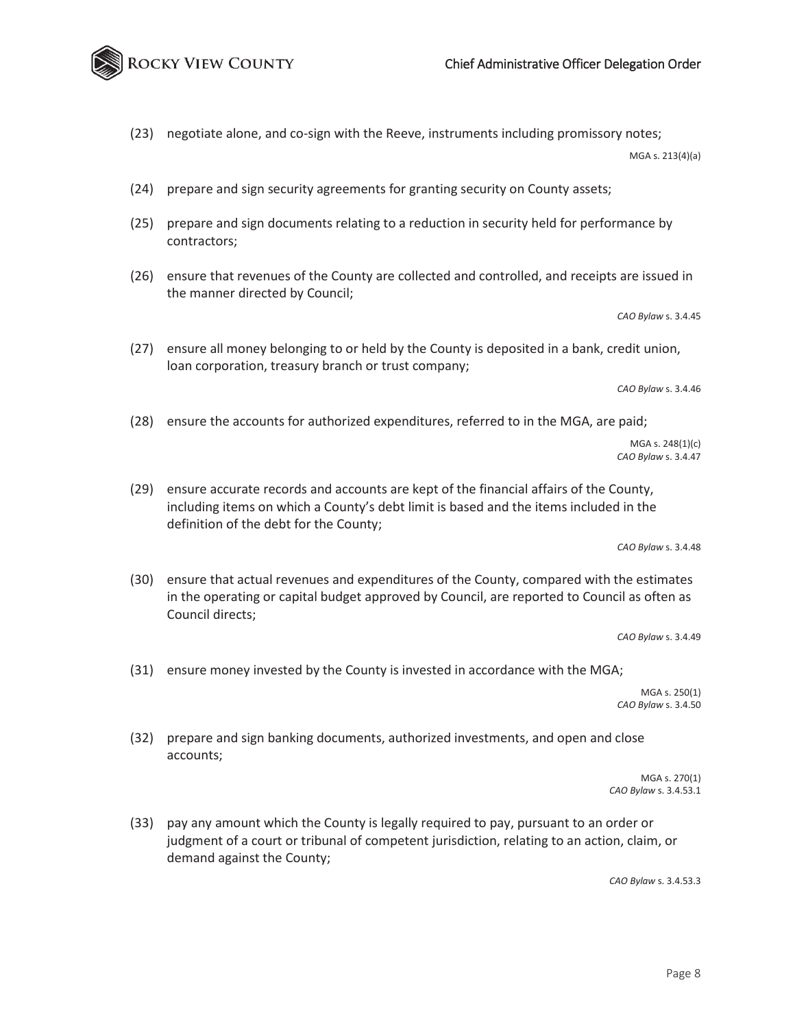(23) negotiate alone, and co-sign with the Reeve, instruments including promissory notes;

MGA s. 213(4)(a)

(24) prepare and sign security agreements for granting security on County assets;

(25) prepare and sign documents relating to a reduction in security held for performance by contractors;

(26) ensure that revenues of the County are collected and controlled, and receipts are issued in the manner directed by Council;

*CAO Bylaw* s. 3.4.45

(27) ensure all money belonging to or held by the County is deposited in a bank, credit union, loan corporation, treasury branch or trust company;

*CAO Bylaw* s. 3.4.46

(28) ensure the accounts for authorized expenditures, referred to in the MGA, are paid;

MGA s. 248(1)(c)
*CAO Bylaw* s. 3.4.47

(29) ensure accurate records and accounts are kept of the financial affairs of the County, including items on which a County's debt limit is based and the items included in the definition of the debt for the County;

*CAO Bylaw* s. 3.4.48

(30) ensure that actual revenues and expenditures of the County, compared with the estimates in the operating or capital budget approved by Council, are reported to Council as often as Council directs;

*CAO Bylaw* s. 3.4.49

(31) ensure money invested by the County is invested in accordance with the MGA;

MGA s. 250(1)
*CAO Bylaw* s. 3.4.50

(32) prepare and sign banking documents, authorized investments, and open and close accounts;

MGA s. 270(1)
*CAO Bylaw* s. 3.4.53.1

(33) pay any amount which the County is legally required to pay, pursuant to an order or judgment of a court or tribunal of competent jurisdiction, relating to an action, claim, or demand against the County;

*CAO Bylaw* s. 3.4.53.3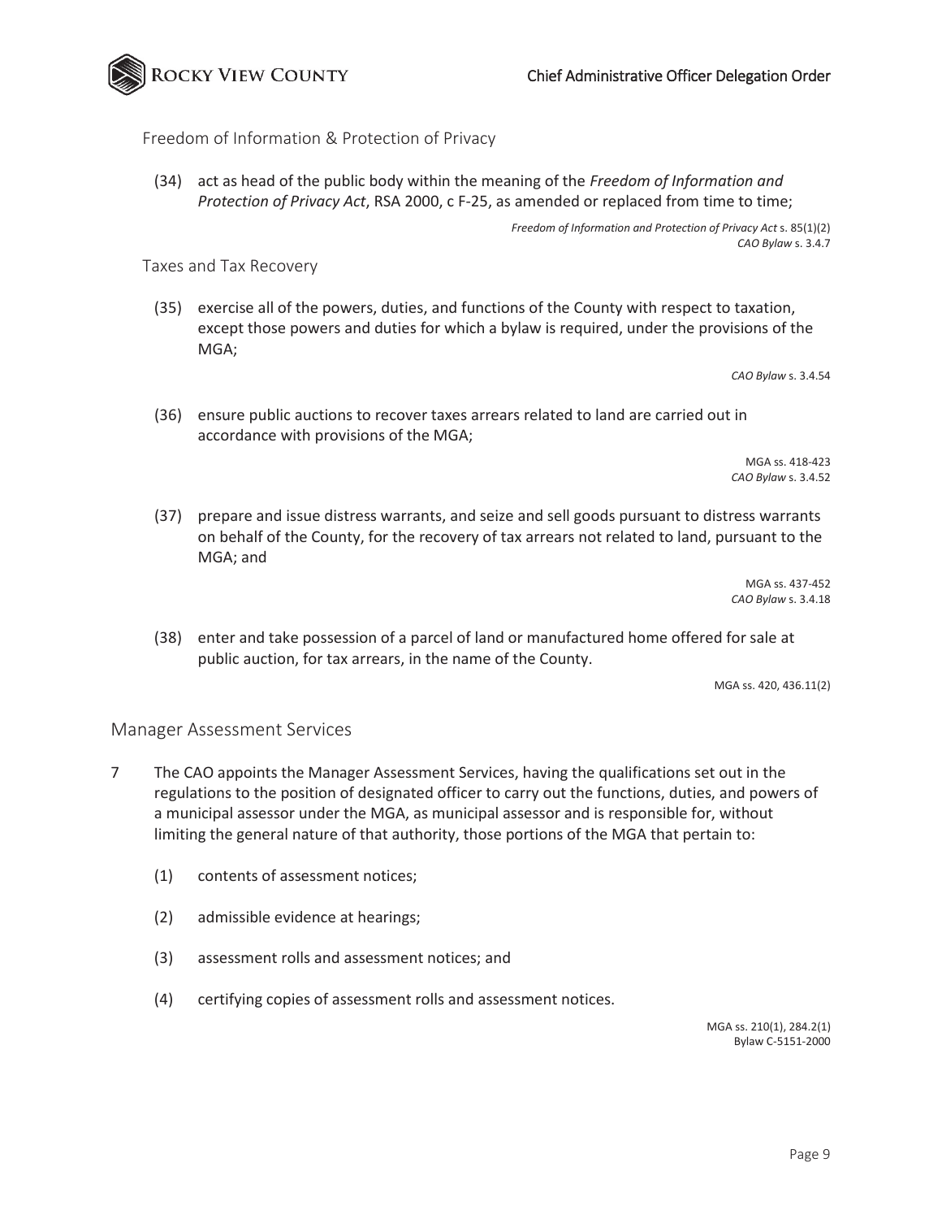### Freedom of Information & Protection of Privacy

(34) act as head of the public body within the meaning of the *Freedom of Information and Protection of Privacy Act*, RSA 2000, c F-25, as amended or replaced from time to time;

*Freedom of Information and Protection of Privacy Act* s. 85(1)(2)
*CAO Bylaw* s. 3.4.7

### Taxes and Tax Recovery

(35) exercise all of the powers, duties, and functions of the County with respect to taxation, except those powers and duties for which a bylaw is required, under the provisions of the MGA;

*CAO Bylaw* s. 3.4.54

(36) ensure public auctions to recover taxes arrears related to land are carried out in accordance with provisions of the MGA;

MGA ss. 418-423
*CAO Bylaw* s. 3.4.52

(37) prepare and issue distress warrants, and seize and sell goods pursuant to distress warrants on behalf of the County, for the recovery of tax arrears not related to land, pursuant to the MGA; and

MGA ss. 437-452
*CAO Bylaw* s. 3.4.18

(38) enter and take possession of a parcel of land or manufactured home offered for sale at public auction, for tax arrears, in the name of the County.

MGA ss. 420, 436.11(2)

## Manager Assessment Services

7 The CAO appoints the Manager Assessment Services, having the qualifications set out in the regulations to the position of designated officer to carry out the functions, duties, and powers of a municipal assessor under the MGA, as municipal assessor and is responsible for, without limiting the general nature of that authority, those portions of the MGA that pertain to:

(1) contents of assessment notices;

(2) admissible evidence at hearings;

(3) assessment rolls and assessment notices; and

(4) certifying copies of assessment rolls and assessment notices.

MGA ss. 210(1), 284.2(1)
Bylaw C-5151-2000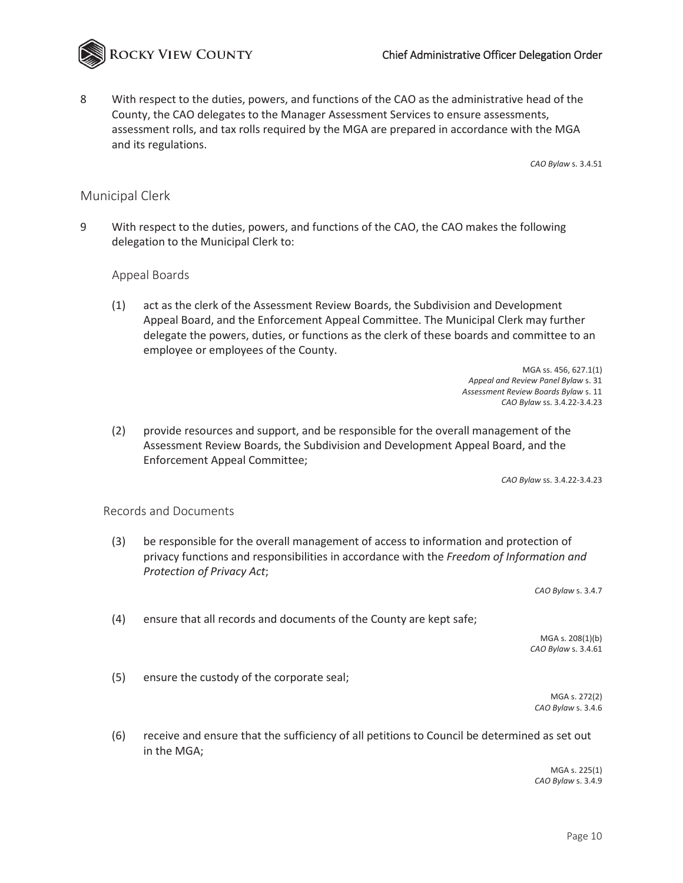8 With respect to the duties, powers, and functions of the CAO as the administrative head of the County, the CAO delegates to the Manager Assessment Services to ensure assessments, assessment rolls, and tax rolls required by the MGA are prepared in accordance with the MGA and its regulations.

*CAO Bylaw* s. 3.4.51

## Municipal Clerk

9 With respect to the duties, powers, and functions of the CAO, the CAO makes the following delegation to the Municipal Clerk to:

### Appeal Boards

(1) act as the clerk of the Assessment Review Boards, the Subdivision and Development Appeal Board, and the Enforcement Appeal Committee. The Municipal Clerk may further delegate the powers, duties, or functions as the clerk of these boards and committee to an employee or employees of the County.

MGA ss. 456, 627.1(1)
*Appeal and Review Panel Bylaw* s. 31
*Assessment Review Boards Bylaw* s. 11
*CAO Bylaw* ss. 3.4.22-3.4.23

(2) provide resources and support, and be responsible for the overall management of the Assessment Review Boards, the Subdivision and Development Appeal Board, and the Enforcement Appeal Committee;

*CAO Bylaw* ss. 3.4.22-3.4.23

### Records and Documents

(3) be responsible for the overall management of access to information and protection of privacy functions and responsibilities in accordance with the *Freedom of Information and Protection of Privacy Act*;

*CAO Bylaw* s. 3.4.7

(4) ensure that all records and documents of the County are kept safe;

MGA s. 208(1)(b)
*CAO Bylaw* s. 3.4.61

(5) ensure the custody of the corporate seal;

MGA s. 272(2)
*CAO Bylaw* s. 3.4.6

(6) receive and ensure that the sufficiency of all petitions to Council be determined as set out in the MGA;

MGA s. 225(1)
*CAO Bylaw* s. 3.4.9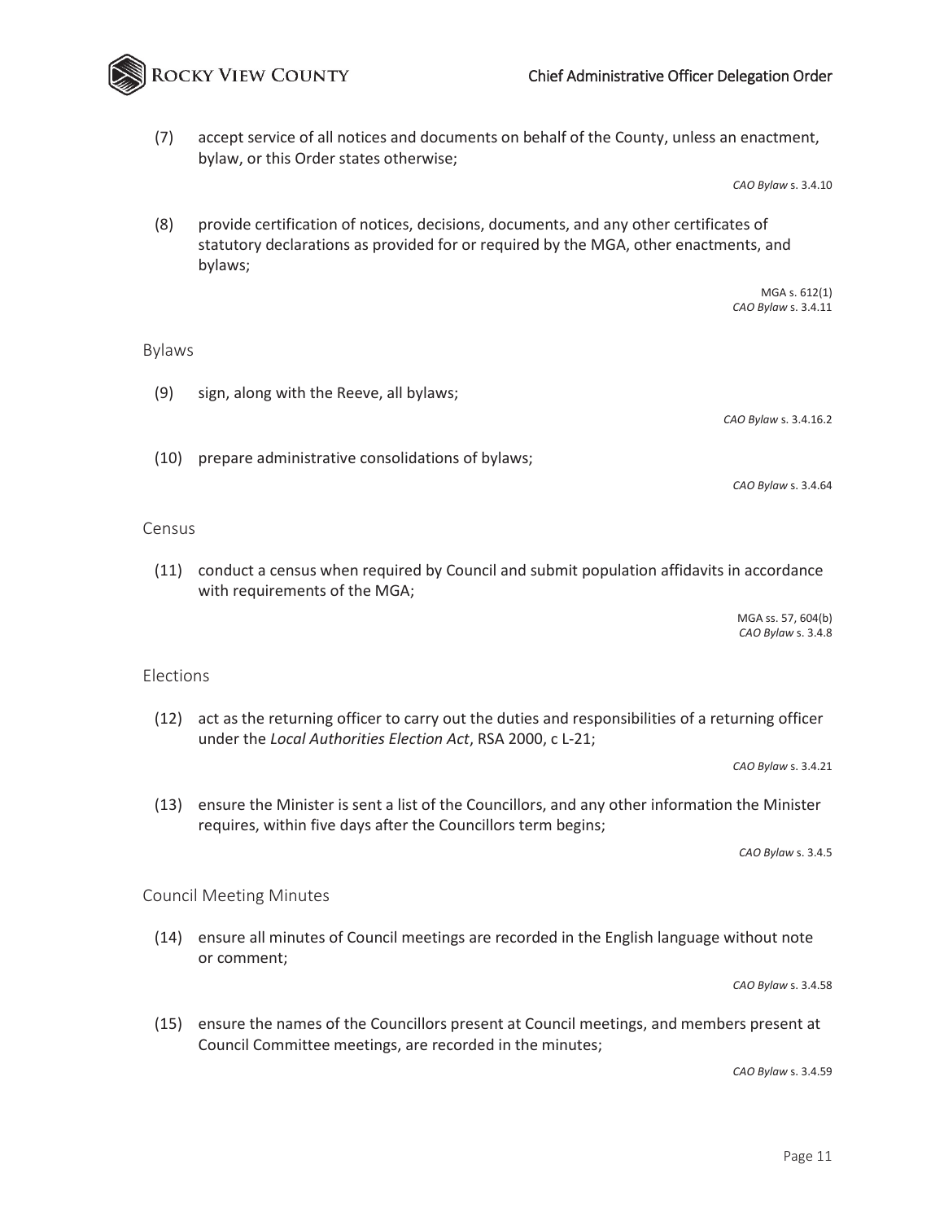(7) accept service of all notices and documents on behalf of the County, unless an enactment, bylaw, or this Order states otherwise;

*CAO Bylaw* s. 3.4.10

(8) provide certification of notices, decisions, documents, and any other certificates of statutory declarations as provided for or required by the MGA, other enactments, and bylaws;

MGA s. 612(1)
*CAO Bylaw* s. 3.4.11

### Bylaws

(9) sign, along with the Reeve, all bylaws;

*CAO Bylaw* s. 3.4.16.2

(10) prepare administrative consolidations of bylaws;

*CAO Bylaw* s. 3.4.64

### Census

(11) conduct a census when required by Council and submit population affidavits in accordance with requirements of the MGA;

MGA ss. 57, 604(b)
*CAO Bylaw* s. 3.4.8

### Elections

(12) act as the returning officer to carry out the duties and responsibilities of a returning officer under the *Local Authorities Election Act*, RSA 2000, c L-21;

*CAO Bylaw* s. 3.4.21

(13) ensure the Minister is sent a list of the Councillors, and any other information the Minister requires, within five days after the Councillors term begins;

*CAO Bylaw* s. 3.4.5

### Council Meeting Minutes

(14) ensure all minutes of Council meetings are recorded in the English language without note or comment;

*CAO Bylaw* s. 3.4.58

(15) ensure the names of the Councillors present at Council meetings, and members present at Council Committee meetings, are recorded in the minutes;

*CAO Bylaw* s. 3.4.59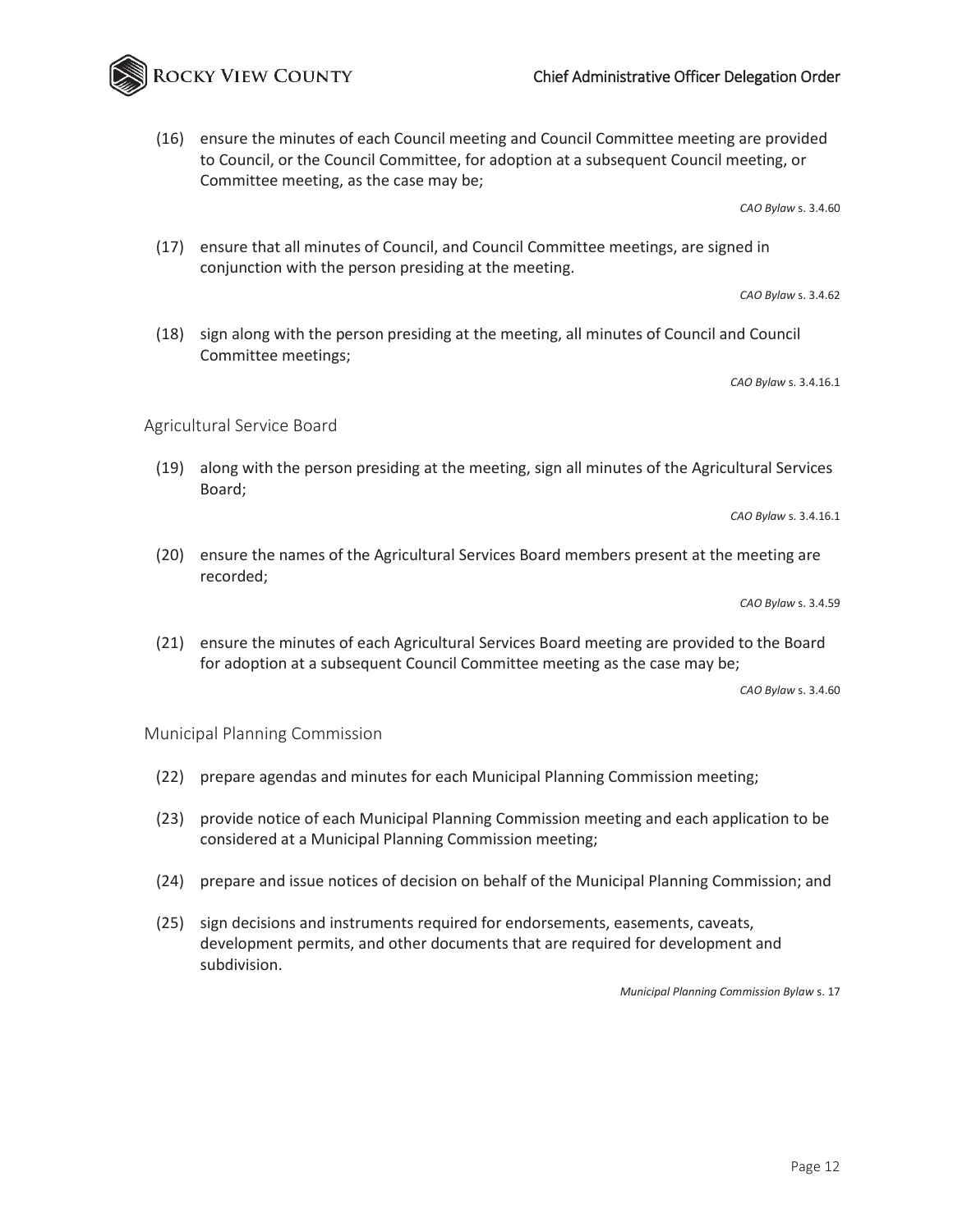(16) ensure the minutes of each Council meeting and Council Committee meeting are provided to Council, or the Council Committee, for adoption at a subsequent Council meeting, or Committee meeting, as the case may be;

*CAO Bylaw* s. 3.4.60

(17) ensure that all minutes of Council, and Council Committee meetings, are signed in conjunction with the person presiding at the meeting.

*CAO Bylaw* s. 3.4.62

(18) sign along with the person presiding at the meeting, all minutes of Council and Council Committee meetings;

*CAO Bylaw* s. 3.4.16.1

### Agricultural Service Board

(19) along with the person presiding at the meeting, sign all minutes of the Agricultural Services Board;

*CAO Bylaw* s. 3.4.16.1

(20) ensure the names of the Agricultural Services Board members present at the meeting are recorded;

*CAO Bylaw* s. 3.4.59

(21) ensure the minutes of each Agricultural Services Board meeting are provided to the Board for adoption at a subsequent Council Committee meeting as the case may be;

*CAO Bylaw* s. 3.4.60

### Municipal Planning Commission

(22) prepare agendas and minutes for each Municipal Planning Commission meeting;

(23) provide notice of each Municipal Planning Commission meeting and each application to be considered at a Municipal Planning Commission meeting;

(24) prepare and issue notices of decision on behalf of the Municipal Planning Commission; and

(25) sign decisions and instruments required for endorsements, easements, caveats, development permits, and other documents that are required for development and subdivision.

*Municipal Planning Commission Bylaw* s. 17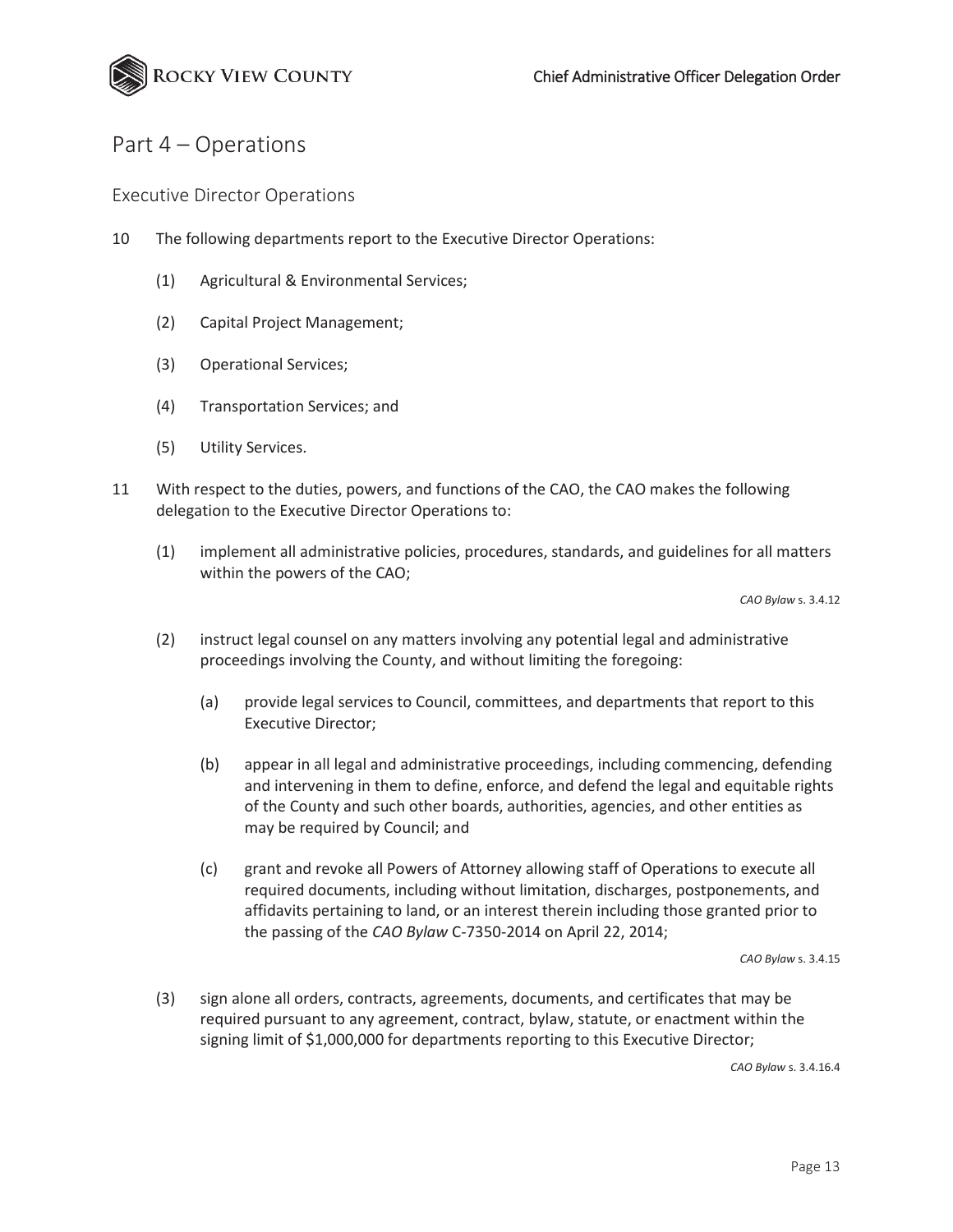# Part 4 – Operations

## Executive Director Operations

10 The following departments report to the Executive Director Operations:

(1) Agricultural & Environmental Services;

(2) Capital Project Management;

(3) Operational Services;

(4) Transportation Services; and

(5) Utility Services.

11 With respect to the duties, powers, and functions of the CAO, the CAO makes the following delegation to the Executive Director Operations to:

(1) implement all administrative policies, procedures, standards, and guidelines for all matters within the powers of the CAO;

*CAO Bylaw* s. 3.4.12

(2) instruct legal counsel on any matters involving any potential legal and administrative proceedings involving the County, and without limiting the foregoing:

(a) provide legal services to Council, committees, and departments that report to this Executive Director;

(b) appear in all legal and administrative proceedings, including commencing, defending and intervening in them to define, enforce, and defend the legal and equitable rights of the County and such other boards, authorities, agencies, and other entities as may be required by Council; and

(c) grant and revoke all Powers of Attorney allowing staff of Operations to execute all required documents, including without limitation, discharges, postponements, and affidavits pertaining to land, or an interest therein including those granted prior to the passing of the *CAO Bylaw* C-7350-2014 on April 22, 2014;

*CAO Bylaw* s. 3.4.15

(3) sign alone all orders, contracts, agreements, documents, and certificates that may be required pursuant to any agreement, contract, bylaw, statute, or enactment within the signing limit of $1,000,000 for departments reporting to this Executive Director;

*CAO Bylaw* s. 3.4.16.4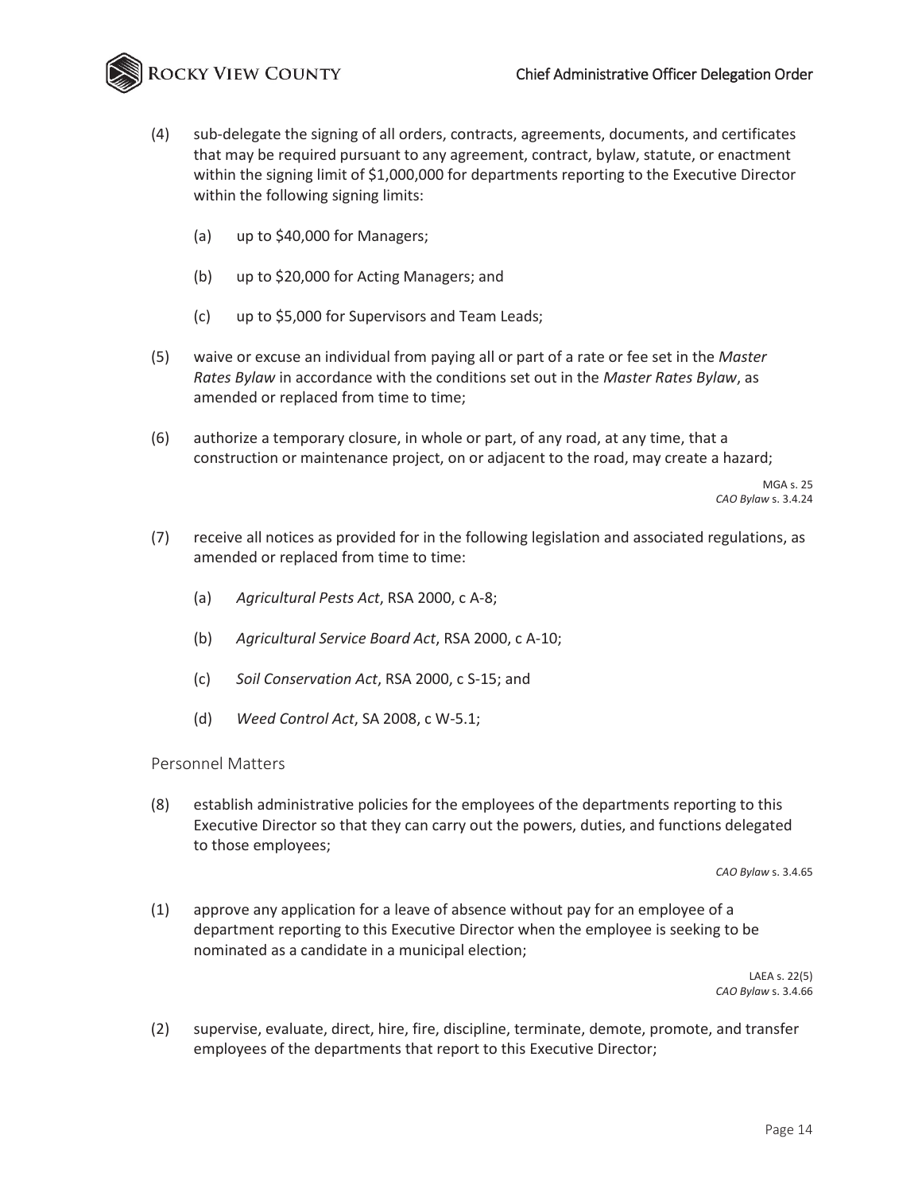(4) sub-delegate the signing of all orders, contracts, agreements, documents, and certificates that may be required pursuant to any agreement, contract, bylaw, statute, or enactment within the signing limit of $1,000,000 for departments reporting to the Executive Director within the following signing limits:

    (a) up to $40,000 for Managers;

    (b) up to $20,000 for Acting Managers; and

    (c) up to $5,000 for Supervisors and Team Leads;

(5) waive or excuse an individual from paying all or part of a rate or fee set in the *Master Rates Bylaw* in accordance with the conditions set out in the *Master Rates Bylaw*, as amended or replaced from time to time;

(6) authorize a temporary closure, in whole or part, of any road, at any time, that a construction or maintenance project, on or adjacent to the road, may create a hazard;

MGA s. 25
*CAO Bylaw* s. 3.4.24

(7) receive all notices as provided for in the following legislation and associated regulations, as amended or replaced from time to time:

    (a) *Agricultural Pests Act*, RSA 2000, c A-8;

    (b) *Agricultural Service Board Act*, RSA 2000, c A-10;

    (c) *Soil Conservation Act*, RSA 2000, c S-15; and

    (d) *Weed Control Act*, SA 2008, c W-5.1;

### Personnel Matters

(8) establish administrative policies for the employees of the departments reporting to this Executive Director so that they can carry out the powers, duties, and functions delegated to those employees;

*CAO Bylaw* s. 3.4.65

(1) approve any application for a leave of absence without pay for an employee of a department reporting to this Executive Director when the employee is seeking to be nominated as a candidate in a municipal election;

LAEA s. 22(5)
*CAO Bylaw* s. 3.4.66

(2) supervise, evaluate, direct, hire, fire, discipline, terminate, demote, promote, and transfer employees of the departments that report to this Executive Director;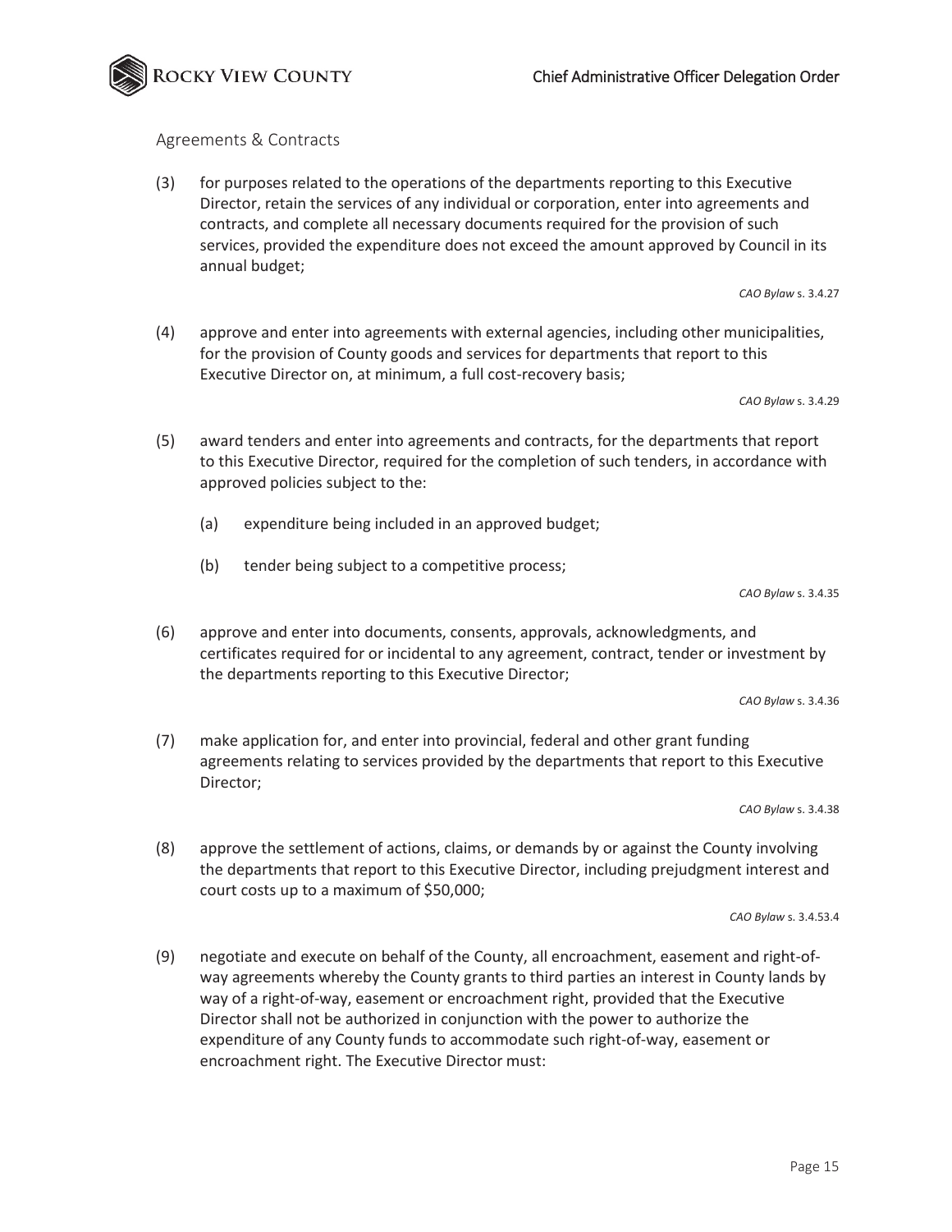## Agreements & Contracts

(3) for purposes related to the operations of the departments reporting to this Executive Director, retain the services of any individual or corporation, enter into agreements and contracts, and complete all necessary documents required for the provision of such services, provided the expenditure does not exceed the amount approved by Council in its annual budget;

*CAO Bylaw* s. 3.4.27

(4) approve and enter into agreements with external agencies, including other municipalities, for the provision of County goods and services for departments that report to this Executive Director on, at minimum, a full cost-recovery basis;

*CAO Bylaw* s. 3.4.29

(5) award tenders and enter into agreements and contracts, for the departments that report to this Executive Director, required for the completion of such tenders, in accordance with approved policies subject to the:

   (a) expenditure being included in an approved budget;

   (b) tender being subject to a competitive process;

*CAO Bylaw* s. 3.4.35

(6) approve and enter into documents, consents, approvals, acknowledgments, and certificates required for or incidental to any agreement, contract, tender or investment by the departments reporting to this Executive Director;

*CAO Bylaw* s. 3.4.36

(7) make application for, and enter into provincial, federal and other grant funding agreements relating to services provided by the departments that report to this Executive Director;

*CAO Bylaw* s. 3.4.38

(8) approve the settlement of actions, claims, or demands by or against the County involving the departments that report to this Executive Director, including prejudgment interest and court costs up to a maximum of $50,000;

*CAO Bylaw* s. 3.4.53.4

(9) negotiate and execute on behalf of the County, all encroachment, easement and right-of-way agreements whereby the County grants to third parties an interest in County lands by way of a right-of-way, easement or encroachment right, provided that the Executive Director shall not be authorized in conjunction with the power to authorize the expenditure of any County funds to accommodate such right-of-way, easement or encroachment right. The Executive Director must: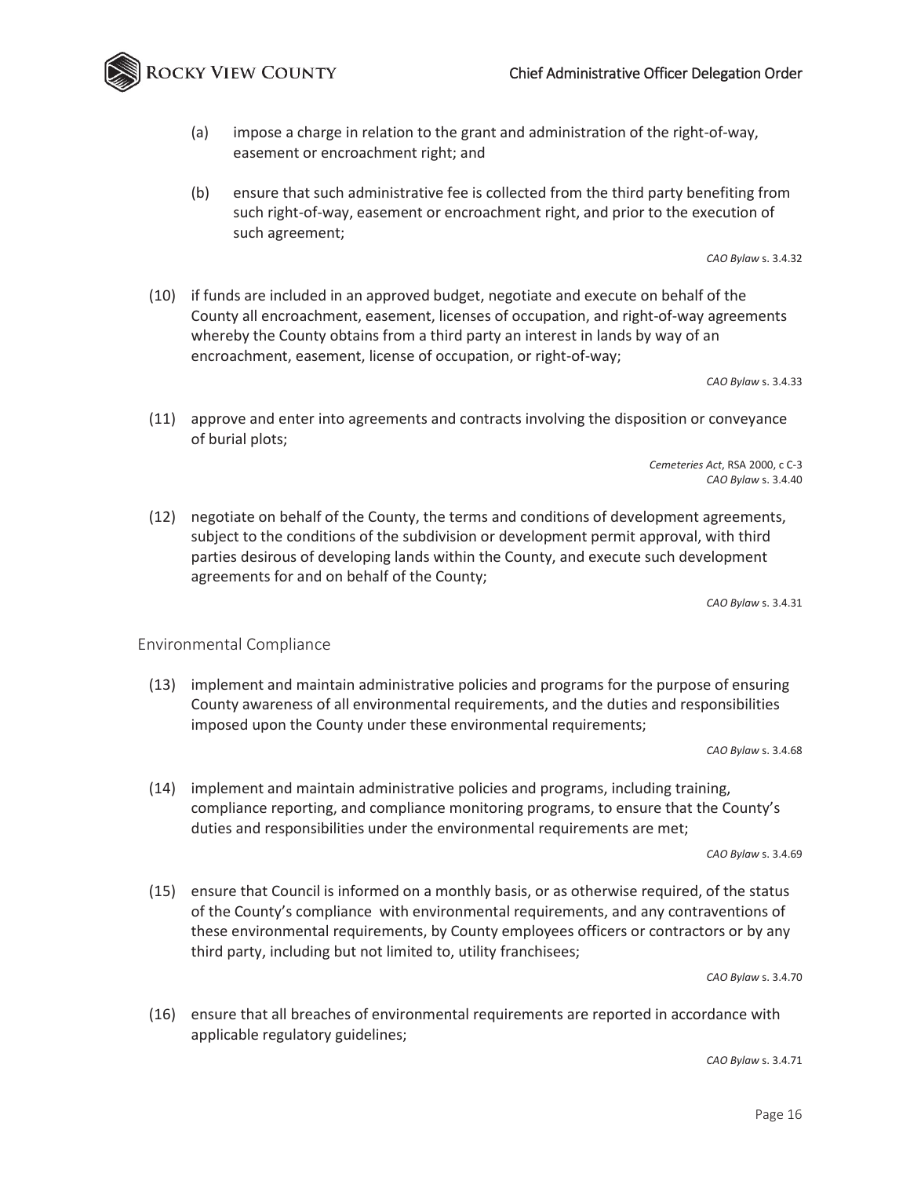(a) impose a charge in relation to the grant and administration of the right-of-way, easement or encroachment right; and

(b) ensure that such administrative fee is collected from the third party benefiting from such right-of-way, easement or encroachment right, and prior to the execution of such agreement;

*CAO Bylaw* s. 3.4.32

(10) if funds are included in an approved budget, negotiate and execute on behalf of the County all encroachment, easement, licenses of occupation, and right-of-way agreements whereby the County obtains from a third party an interest in lands by way of an encroachment, easement, license of occupation, or right-of-way;

*CAO Bylaw* s. 3.4.33

(11) approve and enter into agreements and contracts involving the disposition or conveyance of burial plots;

*Cemeteries Act*, RSA 2000, c C-3
*CAO Bylaw* s. 3.4.40

(12) negotiate on behalf of the County, the terms and conditions of development agreements, subject to the conditions of the subdivision or development permit approval, with third parties desirous of developing lands within the County, and execute such development agreements for and on behalf of the County;

*CAO Bylaw* s. 3.4.31

## Environmental Compliance

(13) implement and maintain administrative policies and programs for the purpose of ensuring County awareness of all environmental requirements, and the duties and responsibilities imposed upon the County under these environmental requirements;

*CAO Bylaw* s. 3.4.68

(14) implement and maintain administrative policies and programs, including training, compliance reporting, and compliance monitoring programs, to ensure that the County's duties and responsibilities under the environmental requirements are met;

*CAO Bylaw* s. 3.4.69

(15) ensure that Council is informed on a monthly basis, or as otherwise required, of the status of the County's compliance with environmental requirements, and any contraventions of these environmental requirements, by County employees officers or contractors or by any third party, including but not limited to, utility franchisees;

*CAO Bylaw* s. 3.4.70

(16) ensure that all breaches of environmental requirements are reported in accordance with applicable regulatory guidelines;

*CAO Bylaw* s. 3.4.71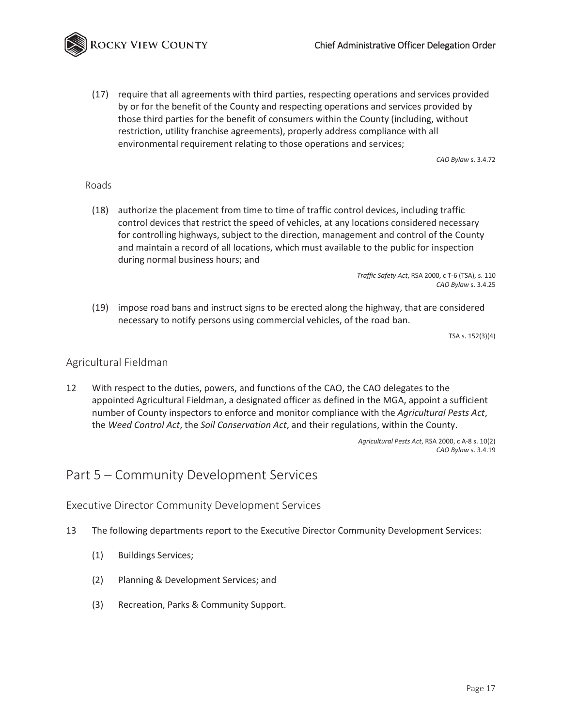(17) require that all agreements with third parties, respecting operations and services provided by or for the benefit of the County and respecting operations and services provided by those third parties for the benefit of consumers within the County (including, without restriction, utility franchise agreements), properly address compliance with all environmental requirement relating to those operations and services;

*CAO Bylaw* s. 3.4.72

#### Roads

(18) authorize the placement from time to time of traffic control devices, including traffic control devices that restrict the speed of vehicles, at any locations considered necessary for controlling highways, subject to the direction, management and control of the County and maintain a record of all locations, which must available to the public for inspection during normal business hours; and

*Traffic Safety Act*, RSA 2000, c T-6 (TSA), s. 110
*CAO Bylaw* s. 3.4.25

(19) impose road bans and instruct signs to be erected along the highway, that are considered necessary to notify persons using commercial vehicles, of the road ban.

TSA s. 152(3)(4)

### Agricultural Fieldman

12 With respect to the duties, powers, and functions of the CAO, the CAO delegates to the appointed Agricultural Fieldman, a designated officer as defined in the MGA, appoint a sufficient number of County inspectors to enforce and monitor compliance with the *Agricultural Pests Act*, the *Weed Control Act*, the *Soil Conservation Act*, and their regulations, within the County.

*Agricultural Pests Act*, RSA 2000, c A-8 s. 10(2)
*CAO Bylaw* s. 3.4.19

## Part 5 – Community Development Services

### Executive Director Community Development Services

13 The following departments report to the Executive Director Community Development Services:

(1) Buildings Services;

(2) Planning & Development Services; and

(3) Recreation, Parks & Community Support.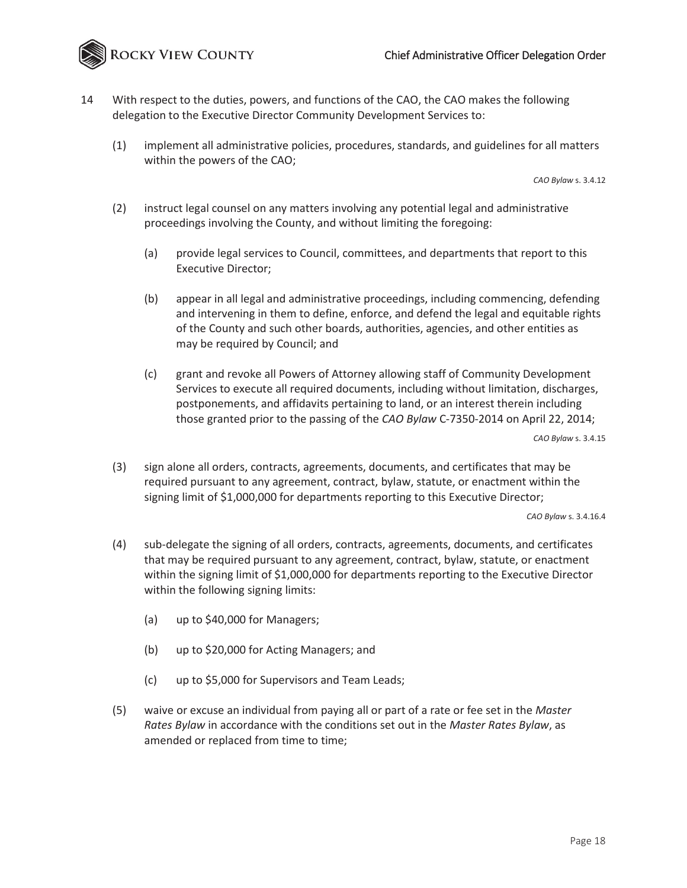14 With respect to the duties, powers, and functions of the CAO, the CAO makes the following delegation to the Executive Director Community Development Services to:

(1) implement all administrative policies, procedures, standards, and guidelines for all matters within the powers of the CAO;

*CAO Bylaw* s. 3.4.12

(2) instruct legal counsel on any matters involving any potential legal and administrative proceedings involving the County, and without limiting the foregoing:

(a) provide legal services to Council, committees, and departments that report to this Executive Director;

(b) appear in all legal and administrative proceedings, including commencing, defending and intervening in them to define, enforce, and defend the legal and equitable rights of the County and such other boards, authorities, agencies, and other entities as may be required by Council; and

(c) grant and revoke all Powers of Attorney allowing staff of Community Development Services to execute all required documents, including without limitation, discharges, postponements, and affidavits pertaining to land, or an interest therein including those granted prior to the passing of the *CAO Bylaw* C-7350-2014 on April 22, 2014;

*CAO Bylaw* s. 3.4.15

(3) sign alone all orders, contracts, agreements, documents, and certificates that may be required pursuant to any agreement, contract, bylaw, statute, or enactment within the signing limit of $1,000,000 for departments reporting to this Executive Director;

*CAO Bylaw* s. 3.4.16.4

(4) sub-delegate the signing of all orders, contracts, agreements, documents, and certificates that may be required pursuant to any agreement, contract, bylaw, statute, or enactment within the signing limit of $1,000,000 for departments reporting to the Executive Director within the following signing limits:

(a) up to $40,000 for Managers;

(b) up to $20,000 for Acting Managers; and

(c) up to $5,000 for Supervisors and Team Leads;

(5) waive or excuse an individual from paying all or part of a rate or fee set in the *Master Rates Bylaw* in accordance with the conditions set out in the *Master Rates Bylaw*, as amended or replaced from time to time;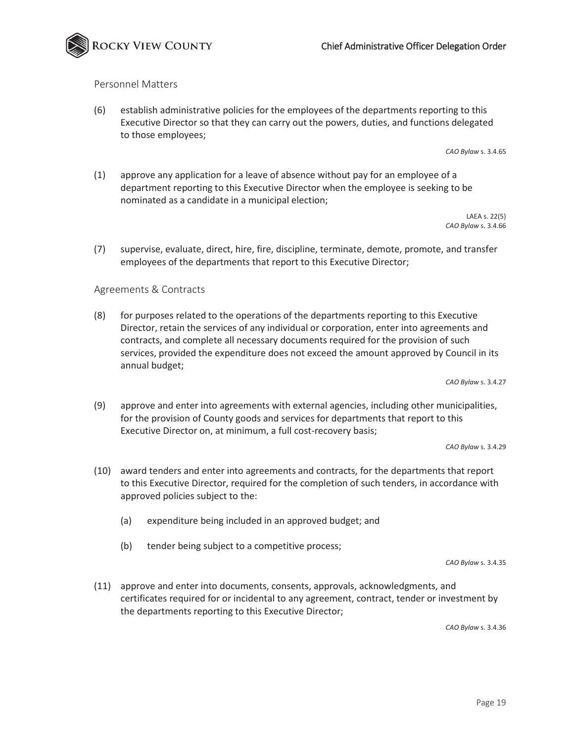### Personnel Matters

(6) establish administrative policies for the employees of the departments reporting to this Executive Director so that they can carry out the powers, duties, and functions delegated to those employees;

*CAO Bylaw* s. 3.4.65

(1) approve any application for a leave of absence without pay for an employee of a department reporting to this Executive Director when the employee is seeking to be nominated as a candidate in a municipal election;

LAEA s. 22(5)
*CAO Bylaw* s. 3.4.66

(7) supervise, evaluate, direct, hire, fire, discipline, terminate, demote, promote, and transfer employees of the departments that report to this Executive Director;

### Agreements & Contracts

(8) for purposes related to the operations of the departments reporting to this Executive Director, retain the services of any individual or corporation, enter into agreements and contracts, and complete all necessary documents required for the provision of such services, provided the expenditure does not exceed the amount approved by Council in its annual budget;

*CAO Bylaw* s. 3.4.27

(9) approve and enter into agreements with external agencies, including other municipalities, for the provision of County goods and services for departments that report to this Executive Director on, at minimum, a full cost-recovery basis;

*CAO Bylaw* s. 3.4.29

(10) award tenders and enter into agreements and contracts, for the departments that report to this Executive Director, required for the completion of such tenders, in accordance with approved policies subject to the:

(a) expenditure being included in an approved budget; and

(b) tender being subject to a competitive process;

*CAO Bylaw* s. 3.4.35

(11) approve and enter into documents, consents, approvals, acknowledgments, and certificates required for or incidental to any agreement, contract, tender or investment by the departments reporting to this Executive Director;

*CAO Bylaw* s. 3.4.36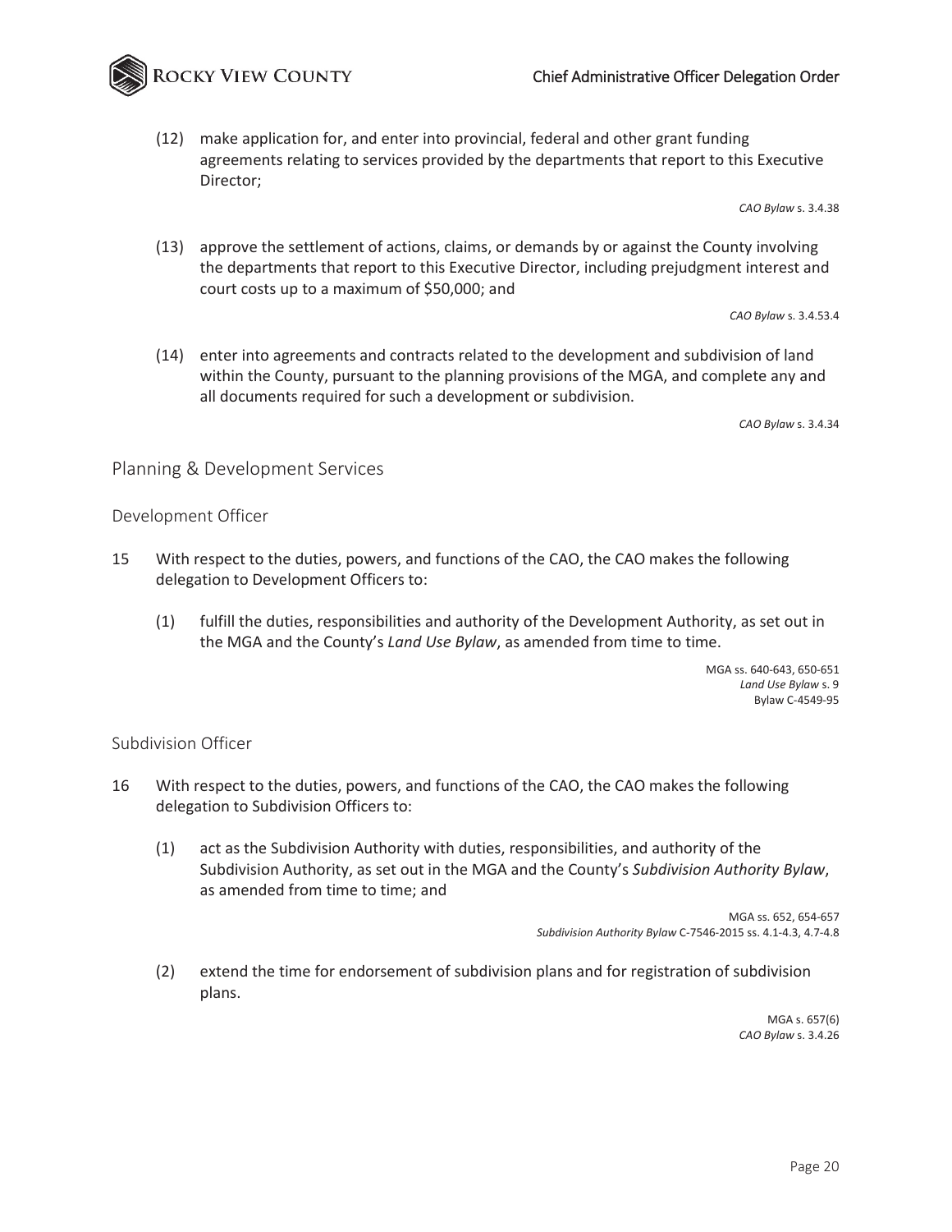(12) make application for, and enter into provincial, federal and other grant funding agreements relating to services provided by the departments that report to this Executive Director;

*CAO Bylaw* s. 3.4.38

(13) approve the settlement of actions, claims, or demands by or against the County involving the departments that report to this Executive Director, including prejudgment interest and court costs up to a maximum of $50,000; and

*CAO Bylaw* s. 3.4.53.4

(14) enter into agreements and contracts related to the development and subdivision of land within the County, pursuant to the planning provisions of the MGA, and complete any and all documents required for such a development or subdivision.

*CAO Bylaw* s. 3.4.34

## Planning & Development Services

### Development Officer

15 With respect to the duties, powers, and functions of the CAO, the CAO makes the following delegation to Development Officers to:

(1) fulfill the duties, responsibilities and authority of the Development Authority, as set out in the MGA and the County's *Land Use Bylaw*, as amended from time to time.

MGA ss. 640-643, 650-651
*Land Use Bylaw* s. 9
Bylaw C-4549-95

### Subdivision Officer

16 With respect to the duties, powers, and functions of the CAO, the CAO makes the following delegation to Subdivision Officers to:

(1) act as the Subdivision Authority with duties, responsibilities, and authority of the Subdivision Authority, as set out in the MGA and the County's *Subdivision Authority Bylaw*, as amended from time to time; and

MGA ss. 652, 654-657
*Subdivision Authority Bylaw* C-7546-2015 ss. 4.1-4.3, 4.7-4.8

(2) extend the time for endorsement of subdivision plans and for registration of subdivision plans.

MGA s. 657(6)
*CAO Bylaw* s. 3.4.26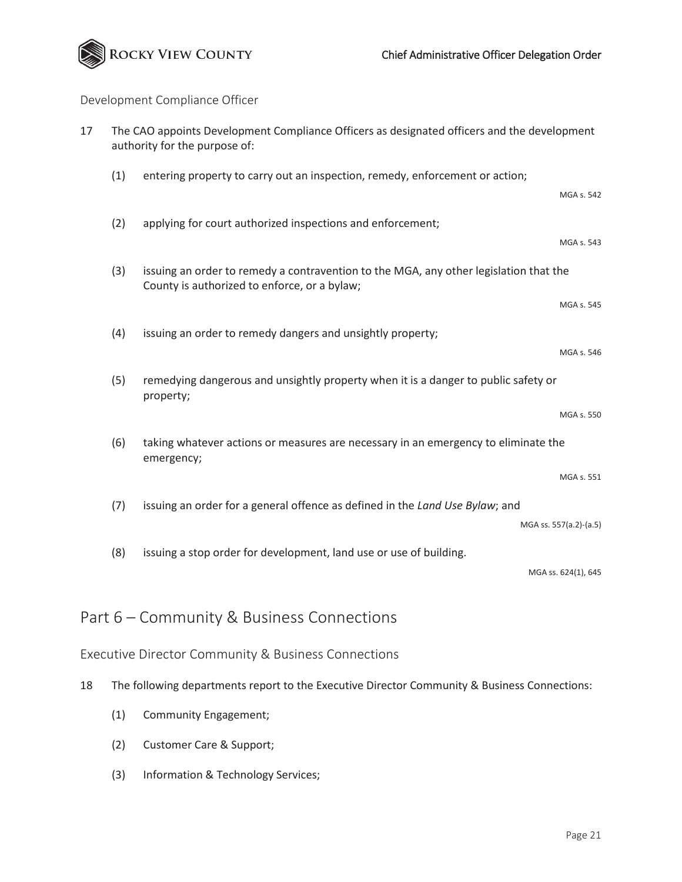### Development Compliance Officer

17 The CAO appoints Development Compliance Officers as designated officers and the development authority for the purpose of:

(1) entering property to carry out an inspection, remedy, enforcement or action;

MGA s. 542

(2) applying for court authorized inspections and enforcement;

MGA s. 543

(3) issuing an order to remedy a contravention to the MGA, any other legislation that the County is authorized to enforce, or a bylaw;

MGA s. 545

(4) issuing an order to remedy dangers and unsightly property;

MGA s. 546

(5) remedying dangerous and unsightly property when it is a danger to public safety or property;

MGA s. 550

(6) taking whatever actions or measures are necessary in an emergency to eliminate the emergency;

MGA s. 551

(7) issuing an order for a general offence as defined in the *Land Use Bylaw*; and

MGA ss. 557(a.2)-(a.5)

(8) issuing a stop order for development, land use or use of building.

MGA ss. 624(1), 645

## Part 6 – Community & Business Connections

### Executive Director Community & Business Connections

18 The following departments report to the Executive Director Community & Business Connections:

(1) Community Engagement;

(2) Customer Care & Support;

(3) Information & Technology Services;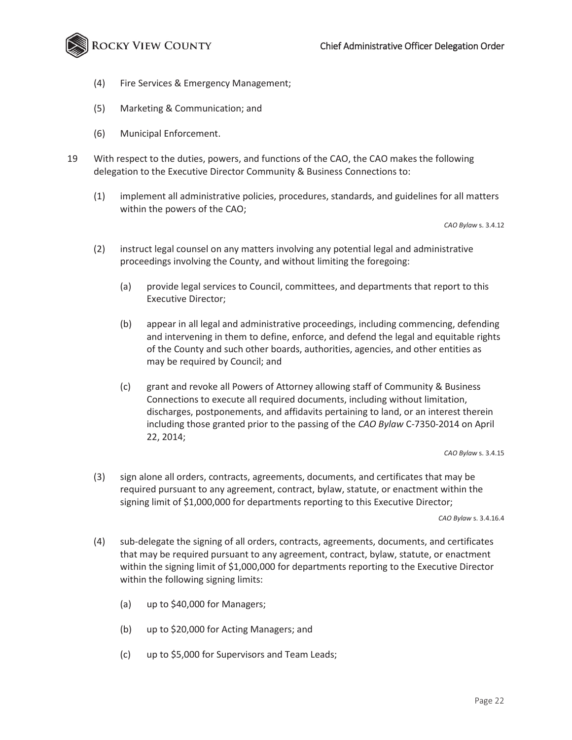(4) Fire Services & Emergency Management;

(5) Marketing & Communication; and

(6) Municipal Enforcement.

19 With respect to the duties, powers, and functions of the CAO, the CAO makes the following delegation to the Executive Director Community & Business Connections to:

(1) implement all administrative policies, procedures, standards, and guidelines for all matters within the powers of the CAO;

*CAO Bylaw* s. 3.4.12

(2) instruct legal counsel on any matters involving any potential legal and administrative proceedings involving the County, and without limiting the foregoing:

(a) provide legal services to Council, committees, and departments that report to this Executive Director;

(b) appear in all legal and administrative proceedings, including commencing, defending and intervening in them to define, enforce, and defend the legal and equitable rights of the County and such other boards, authorities, agencies, and other entities as may be required by Council; and

(c) grant and revoke all Powers of Attorney allowing staff of Community & Business Connections to execute all required documents, including without limitation, discharges, postponements, and affidavits pertaining to land, or an interest therein including those granted prior to the passing of the *CAO Bylaw* C-7350-2014 on April 22, 2014;

*CAO Bylaw* s. 3.4.15

(3) sign alone all orders, contracts, agreements, documents, and certificates that may be required pursuant to any agreement, contract, bylaw, statute, or enactment within the signing limit of $1,000,000 for departments reporting to this Executive Director;

*CAO Bylaw* s. 3.4.16.4

(4) sub-delegate the signing of all orders, contracts, agreements, documents, and certificates that may be required pursuant to any agreement, contract, bylaw, statute, or enactment within the signing limit of $1,000,000 for departments reporting to the Executive Director within the following signing limits:

(a) up to $40,000 for Managers;

(b) up to $20,000 for Acting Managers; and

(c) up to $5,000 for Supervisors and Team Leads;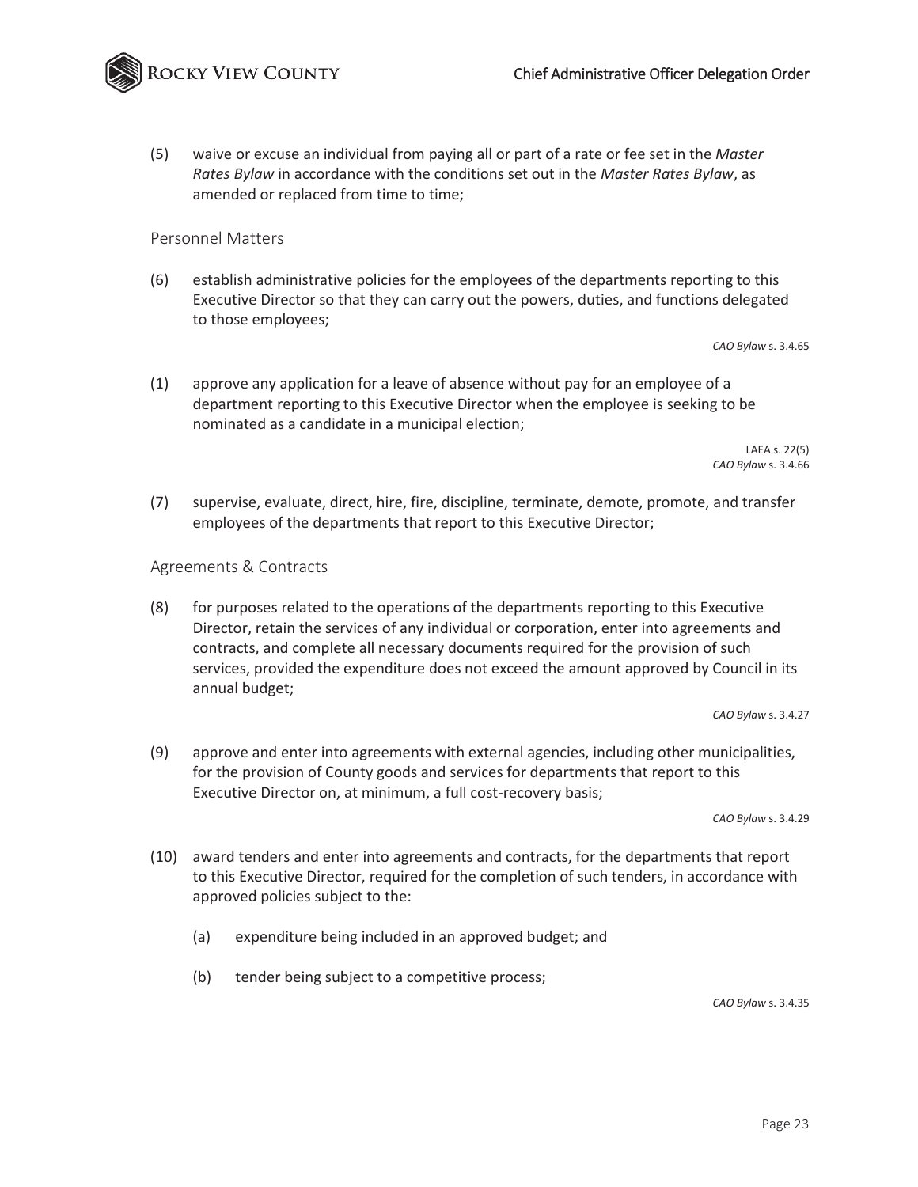(5) waive or excuse an individual from paying all or part of a rate or fee set in the *Master Rates Bylaw* in accordance with the conditions set out in the *Master Rates Bylaw*, as amended or replaced from time to time;

### Personnel Matters

(6) establish administrative policies for the employees of the departments reporting to this Executive Director so that they can carry out the powers, duties, and functions delegated to those employees;

*CAO Bylaw* s. 3.4.65

(1) approve any application for a leave of absence without pay for an employee of a department reporting to this Executive Director when the employee is seeking to be nominated as a candidate in a municipal election;

LAEA s. 22(5)
*CAO Bylaw* s. 3.4.66

(7) supervise, evaluate, direct, hire, fire, discipline, terminate, demote, promote, and transfer employees of the departments that report to this Executive Director;

### Agreements & Contracts

(8) for purposes related to the operations of the departments reporting to this Executive Director, retain the services of any individual or corporation, enter into agreements and contracts, and complete all necessary documents required for the provision of such services, provided the expenditure does not exceed the amount approved by Council in its annual budget;

*CAO Bylaw* s. 3.4.27

(9) approve and enter into agreements with external agencies, including other municipalities, for the provision of County goods and services for departments that report to this Executive Director on, at minimum, a full cost-recovery basis;

*CAO Bylaw* s. 3.4.29

(10) award tenders and enter into agreements and contracts, for the departments that report to this Executive Director, required for the completion of such tenders, in accordance with approved policies subject to the:

  (a) expenditure being included in an approved budget; and

  (b) tender being subject to a competitive process;

*CAO Bylaw* s. 3.4.35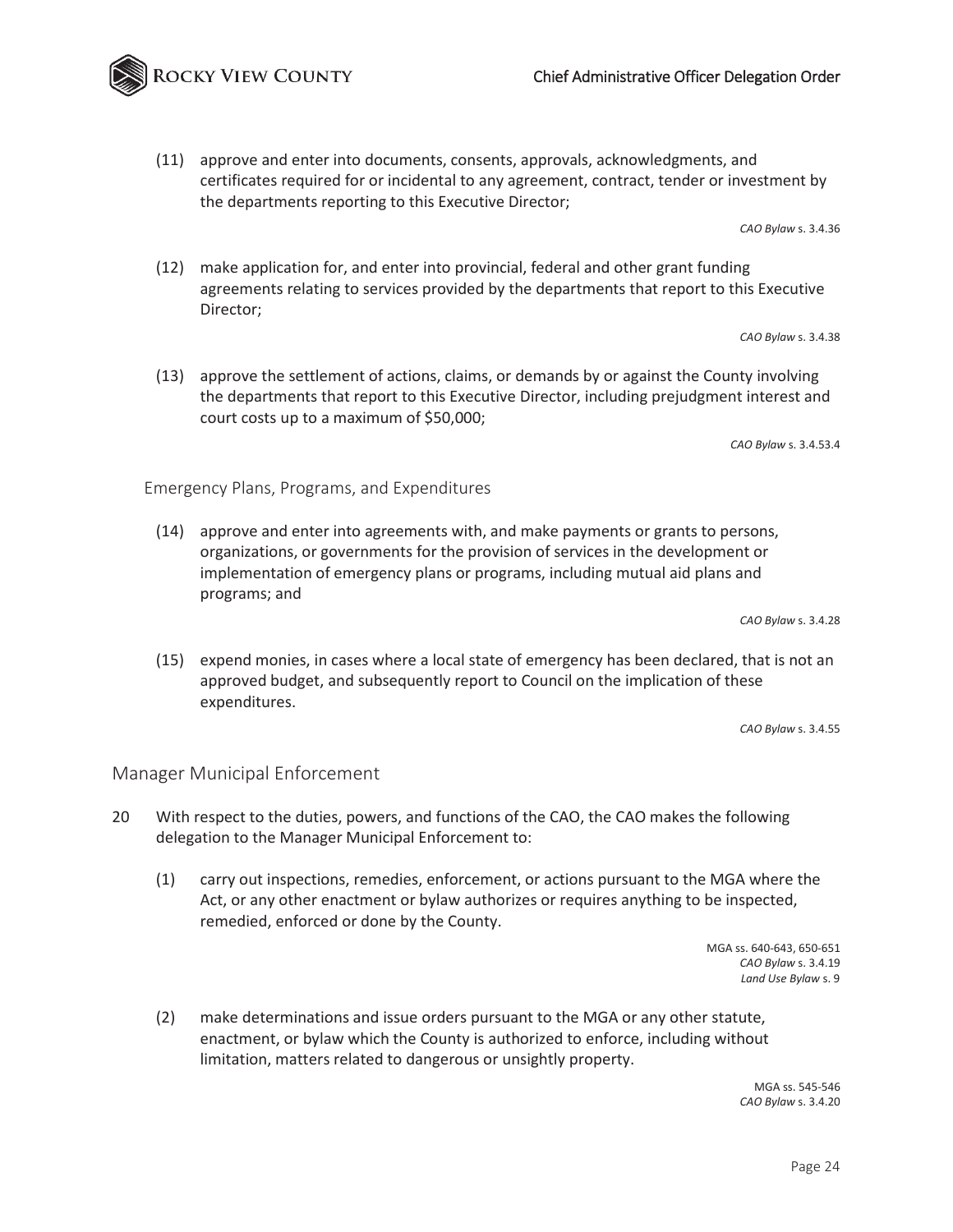(11) approve and enter into documents, consents, approvals, acknowledgments, and certificates required for or incidental to any agreement, contract, tender or investment by the departments reporting to this Executive Director;

*CAO Bylaw* s. 3.4.36

(12) make application for, and enter into provincial, federal and other grant funding agreements relating to services provided by the departments that report to this Executive Director;

*CAO Bylaw* s. 3.4.38

(13) approve the settlement of actions, claims, or demands by or against the County involving the departments that report to this Executive Director, including prejudgment interest and court costs up to a maximum of $50,000;

*CAO Bylaw* s. 3.4.53.4

### Emergency Plans, Programs, and Expenditures

(14) approve and enter into agreements with, and make payments or grants to persons, organizations, or governments for the provision of services in the development or implementation of emergency plans or programs, including mutual aid plans and programs; and

*CAO Bylaw* s. 3.4.28

(15) expend monies, in cases where a local state of emergency has been declared, that is not an approved budget, and subsequently report to Council on the implication of these expenditures.

*CAO Bylaw* s. 3.4.55

## Manager Municipal Enforcement

20 With respect to the duties, powers, and functions of the CAO, the CAO makes the following delegation to the Manager Municipal Enforcement to:

(1) carry out inspections, remedies, enforcement, or actions pursuant to the MGA where the Act, or any other enactment or bylaw authorizes or requires anything to be inspected, remedied, enforced or done by the County.

MGA ss. 640-643, 650-651
*CAO Bylaw* s. 3.4.19
*Land Use Bylaw* s. 9

(2) make determinations and issue orders pursuant to the MGA or any other statute, enactment, or bylaw which the County is authorized to enforce, including without limitation, matters related to dangerous or unsightly property.

MGA ss. 545-546
*CAO Bylaw* s. 3.4.20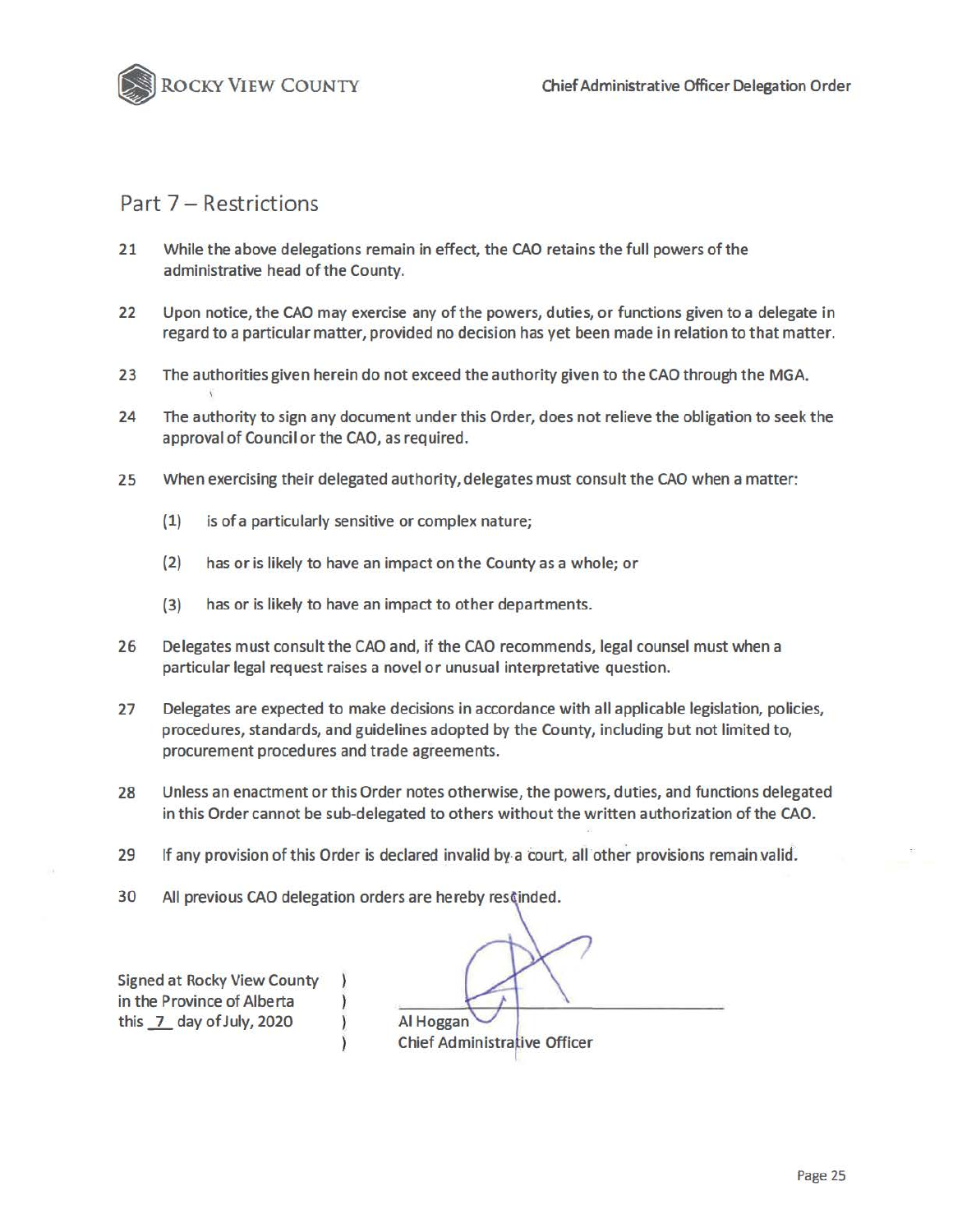## Part 7 – Restrictions

21 While the above delegations remain in effect, the CAO retains the full powers of the administrative head of the County.

22 Upon notice, the CAO may exercise any of the powers, duties, or functions given to a delegate in regard to a particular matter, provided no decision has yet been made in relation to that matter.

23 The authorities given herein do not exceed the authority given to the CAO through the MGA.

24 The authority to sign any document under this Order, does not relieve the obligation to seek the approval of Council or the CAO, as required.

25 When exercising their delegated authority, delegates must consult the CAO when a matter:

(1) is of a particularly sensitive or complex nature;

(2) has or is likely to have an impact on the County as a whole; or

(3) has or is likely to have an impact to other departments.

26 Delegates must consult the CAO and, if the CAO recommends, legal counsel must when a particular legal request raises a novel or unusual interpretative question.

27 Delegates are expected to make decisions in accordance with all applicable legislation, policies, procedures, standards, and guidelines adopted by the County, including but not limited to, procurement procedures and trade agreements.

28 Unless an enactment or this Order notes otherwise, the powers, duties, and functions delegated in this Order cannot be sub-delegated to others without the written authorization of the CAO.

29 If any provision of this Order is declared invalid by a court, all other provisions remain valid.

30 All previous CAO delegation orders are hereby rescinded.

Signed at Rocky View County )
in the Province of Alberta )
this 7 day of July, 2020 )

Al Hoggan
Chief Administrative Officer